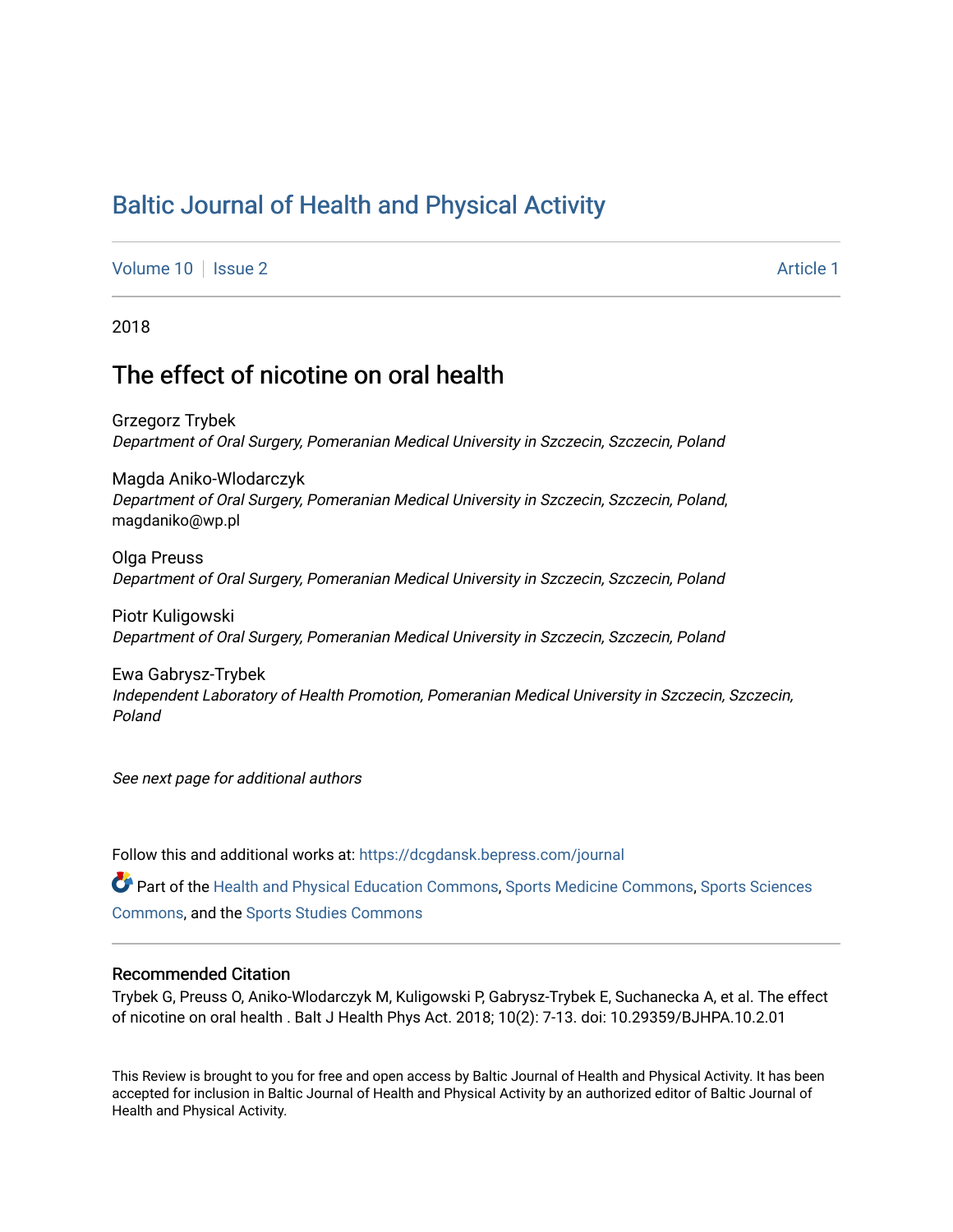# Baltic Journal of Health and Physical Activity

Volume 10 | Issue 2 Article 1

2018

## The effect of nicotine on oral health

Grzegorz Trybek
*Department of Oral Surgery, Pomeranian Medical University in Szczecin, Szczecin, Poland*

Magda Aniko-Wlodarczyk
*Department of Oral Surgery, Pomeranian Medical University in Szczecin, Szczecin, Poland,* magdaniko@wp.pl

Olga Preuss
*Department of Oral Surgery, Pomeranian Medical University in Szczecin, Szczecin, Poland*

Piotr Kuligowski
*Department of Oral Surgery, Pomeranian Medical University in Szczecin, Szczecin, Poland*

Ewa Gabrysz-Trybek
*Independent Laboratory of Health Promotion, Pomeranian Medical University in Szczecin, Szczecin, Poland*

*See next page for additional authors*

Follow this and additional works at: https://dcgdansk.bepress.com/journal

Part of the Health and Physical Education Commons, Sports Medicine Commons, Sports Sciences Commons, and the Sports Studies Commons

### Recommended Citation

Trybek G, Preuss O, Aniko-Wlodarczyk M, Kuligowski P, Gabrysz-Trybek E, Suchanecka A, et al. The effect of nicotine on oral health . Balt J Health Phys Act. 2018; 10(2): 7-13. doi: 10.29359/BJHPA.10.2.01

This Review is brought to you for free and open access by Baltic Journal of Health and Physical Activity. It has been accepted for inclusion in Baltic Journal of Health and Physical Activity by an authorized editor of Baltic Journal of Health and Physical Activity.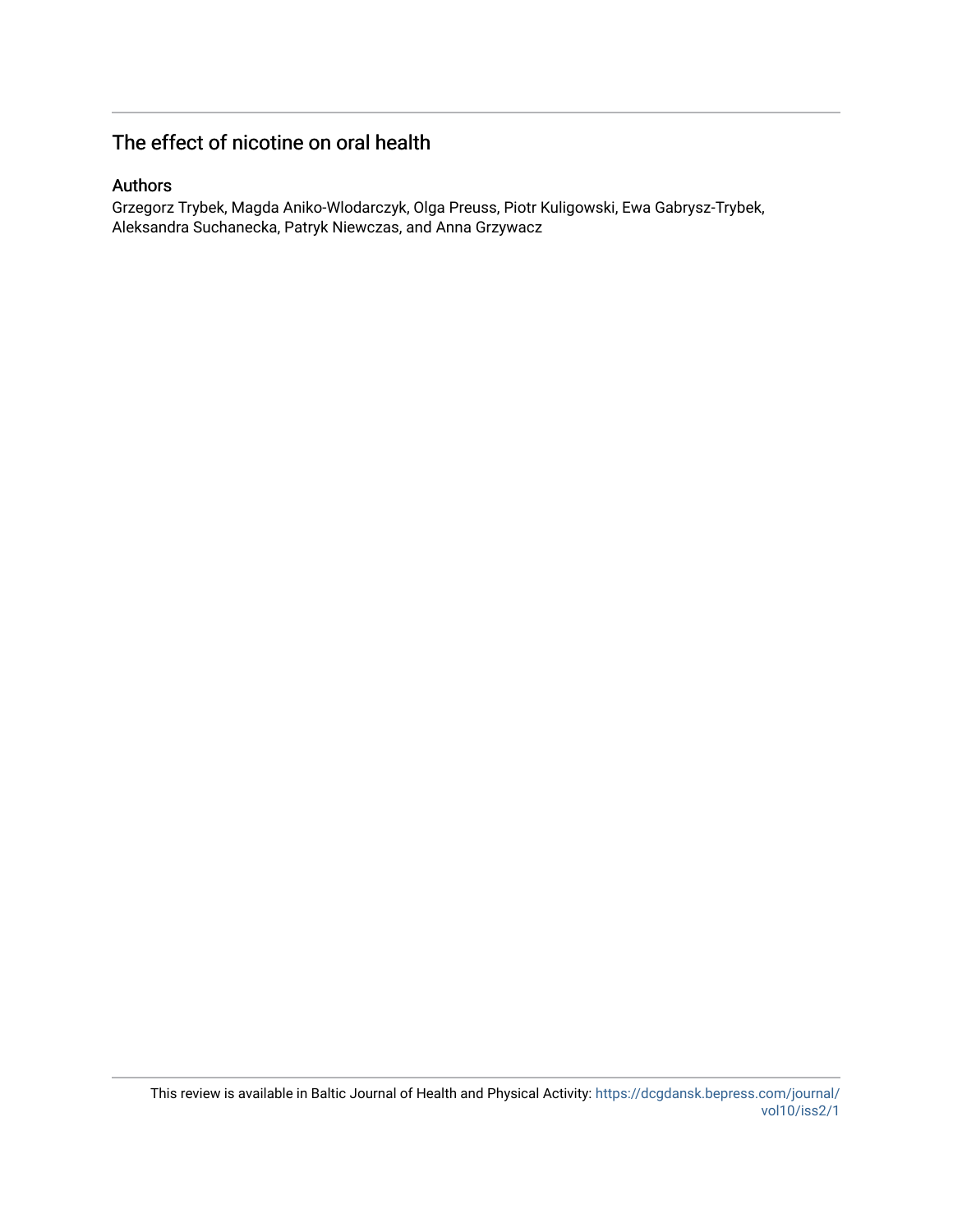## The effect of nicotine on oral health

### Authors

Grzegorz Trybek, Magda Aniko-Wlodarczyk, Olga Preuss, Piotr Kuligowski, Ewa Gabrysz-Trybek, Aleksandra Suchanecka, Patryk Niewczas, and Anna Grzywacz

This review is available in Baltic Journal of Health and Physical Activity: https://dcgdansk.bepress.com/journal/vol10/iss2/1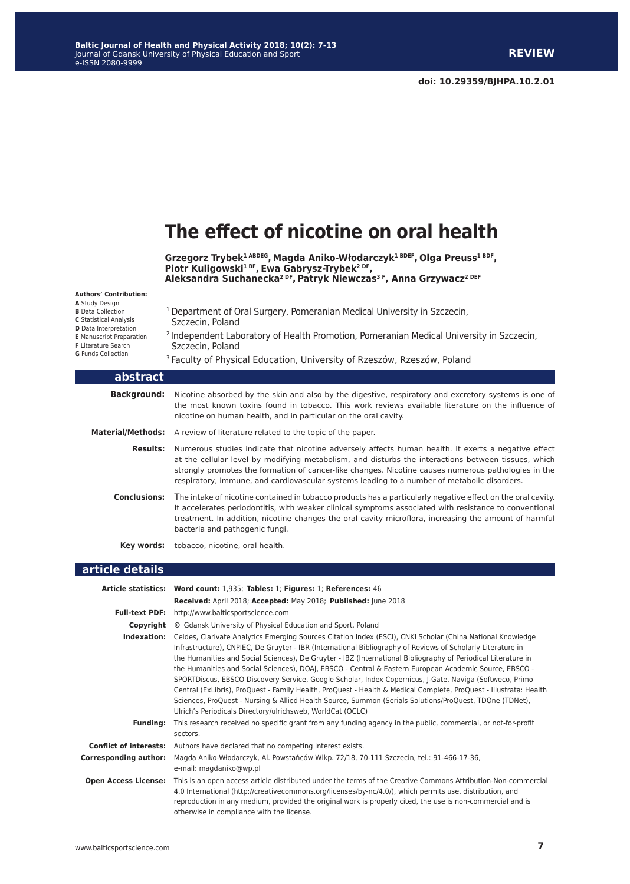REVIEW

doi: 10.29359/BJHPA.10.2.01

# The effect of nicotine on oral health

**Grzegorz Trybek[1 ABDEG], Magda Aniko-Włodarczyk[1 BDEF], Olga Preuss[1 BDF], Piotr Kuligowski[1 BF], Ewa Gabrysz-Trybek[2 DF], Aleksandra Suchanecka[2 DF], Patryk Niewczas[3 F], Anna Grzywacz[2 DEF]**

**Authors' Contribution:**
**A** Study Design
**B** Data Collection
**C** Statistical Analysis
**D** Data Interpretation
**E** Manuscript Preparation
**F** Literature Search
**G** Funds Collection

[1] Department of Oral Surgery, Pomeranian Medical University in Szczecin, Szczecin, Poland
[2] Independent Laboratory of Health Promotion, Pomeranian Medical University in Szczecin, Szczecin, Poland
[3] Faculty of Physical Education, University of Rzeszów, Rzeszów, Poland

## abstract

**Background:** Nicotine absorbed by the skin and also by the digestive, respiratory and excretory systems is one of the most known toxins found in tobacco. This work reviews available literature on the influence of nicotine on human health, and in particular on the oral cavity.

**Material/Methods:** A review of literature related to the topic of the paper.

**Results:** Numerous studies indicate that nicotine adversely affects human health. It exerts a negative effect at the cellular level by modifying metabolism, and disturbs the interactions between tissues, which strongly promotes the formation of cancer-like changes. Nicotine causes numerous pathologies in the respiratory, immune, and cardiovascular systems leading to a number of metabolic disorders.

**Conclusions:** The intake of nicotine contained in tobacco products has a particularly negative effect on the oral cavity. It accelerates periodontitis, with weaker clinical symptoms associated with resistance to conventional treatment. In addition, nicotine changes the oral cavity microflora, increasing the amount of harmful bacteria and pathogenic fungi.

**Key words:** tobacco, nicotine, oral health.

## article details

**Article statistics:** **Word count:** 1,935; **Tables:** 1; **Figures:** 1; **References:** 46
**Received:** April 2018; **Accepted:** May 2018; **Published:** June 2018

**Full-text PDF:** http://www.balticsportscience.com

**Copyright** © Gdansk University of Physical Education and Sport, Poland

**Indexation:** Celdes, Clarivate Analytics Emerging Sources Citation Index (ESCI), CNKI Scholar (China National Knowledge Infrastructure), CNPIEC, De Gruyter - IBR (International Bibliography of Reviews of Scholarly Literature in the Humanities and Social Sciences), De Gruyter - IBZ (International Bibliography of Periodical Literature in the Humanities and Social Sciences), DOAJ, EBSCO - Central & Eastern European Academic Source, EBSCO - SPORTDiscus, EBSCO Discovery Service, Google Scholar, Index Copernicus, J-Gate, Naviga (Softweco, Primo Central (ExLibris), ProQuest - Family Health, ProQuest - Health & Medical Complete, ProQuest - Illustrata: Health Sciences, ProQuest - Nursing & Allied Health Source, Summon (Serials Solutions/ProQuest, TDOne (TDNet), Ulrich's Periodicals Directory/ulrichsweb, WorldCat (OCLC)

**Funding:** This research received no specific grant from any funding agency in the public, commercial, or not-for-profit sectors.

**Conflict of interests:** Authors have declared that no competing interest exists.

**Corresponding author:** Magda Aniko-Włodarczyk, Al. Powstańców Wlkp. 72/18, 70-111 Szczecin, tel.: 91-466-17-36, e-mail: magdaniko@wp.pl

**Open Access License:** This is an open access article distributed under the terms of the Creative Commons Attribution-Non-commercial 4.0 International (http://creativecommons.org/licenses/by-nc/4.0/), which permits use, distribution, and reproduction in any medium, provided the original work is properly cited, the use is non-commercial and is otherwise in compliance with the license.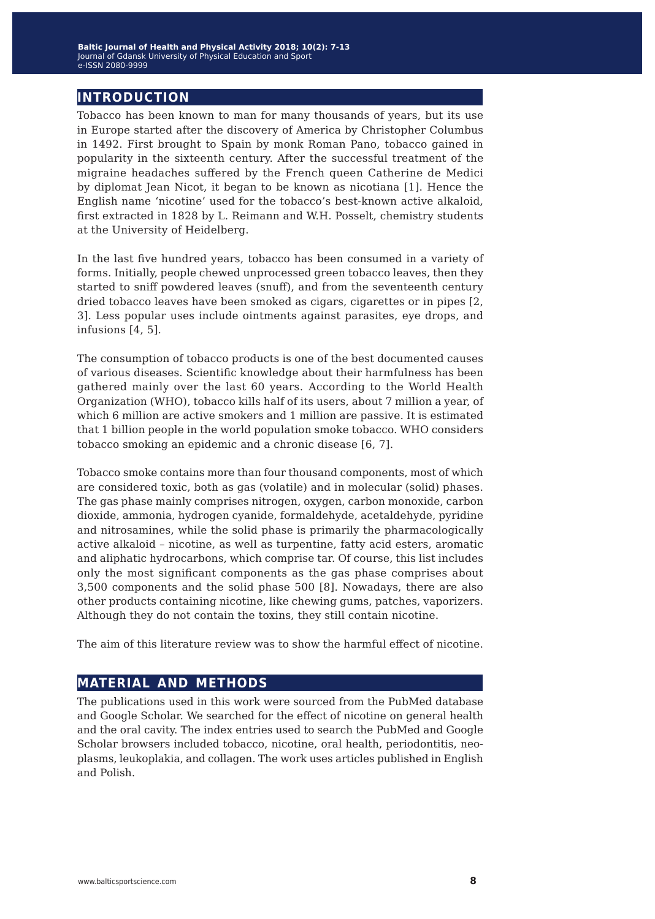## INTRODUCTION

Tobacco has been known to man for many thousands of years, but its use in Europe started after the discovery of America by Christopher Columbus in 1492. First brought to Spain by monk Roman Pano, tobacco gained in popularity in the sixteenth century. After the successful treatment of the migraine headaches suffered by the French queen Catherine de Medici by diplomat Jean Nicot, it began to be known as nicotiana [1]. Hence the English name 'nicotine' used for the tobacco's best-known active alkaloid, first extracted in 1828 by L. Reimann and W.H. Posselt, chemistry students at the University of Heidelberg.

In the last five hundred years, tobacco has been consumed in a variety of forms. Initially, people chewed unprocessed green tobacco leaves, then they started to sniff powdered leaves (snuff), and from the seventeenth century dried tobacco leaves have been smoked as cigars, cigarettes or in pipes [2, 3]. Less popular uses include ointments against parasites, eye drops, and infusions [4, 5].

The consumption of tobacco products is one of the best documented causes of various diseases. Scientific knowledge about their harmfulness has been gathered mainly over the last 60 years. According to the World Health Organization (WHO), tobacco kills half of its users, about 7 million a year, of which 6 million are active smokers and 1 million are passive. It is estimated that 1 billion people in the world population smoke tobacco. WHO considers tobacco smoking an epidemic and a chronic disease [6, 7].

Tobacco smoke contains more than four thousand components, most of which are considered toxic, both as gas (volatile) and in molecular (solid) phases. The gas phase mainly comprises nitrogen, oxygen, carbon monoxide, carbon dioxide, ammonia, hydrogen cyanide, formaldehyde, acetaldehyde, pyridine and nitrosamines, while the solid phase is primarily the pharmacologically active alkaloid – nicotine, as well as turpentine, fatty acid esters, aromatic and aliphatic hydrocarbons, which comprise tar. Of course, this list includes only the most significant components as the gas phase comprises about 3,500 components and the solid phase 500 [8]. Nowadays, there are also other products containing nicotine, like chewing gums, patches, vaporizers. Although they do not contain the toxins, they still contain nicotine.

The aim of this literature review was to show the harmful effect of nicotine.

## MATERIAL AND METHODS

The publications used in this work were sourced from the PubMed database and Google Scholar. We searched for the effect of nicotine on general health and the oral cavity. The index entries used to search the PubMed and Google Scholar browsers included tobacco, nicotine, oral health, periodontitis, neoplasms, leukoplakia, and collagen. The work uses articles published in English and Polish.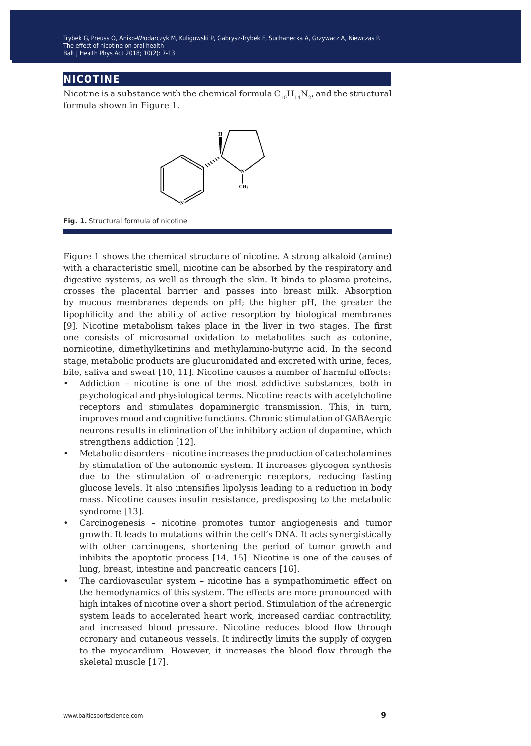## NICOTINE

Nicotine is a substance with the chemical formula $C_{10}H_{14}N_2$, and the structural formula shown in Figure 1.

**Fig. 1.** Structural formula of nicotine

Figure 1 shows the chemical structure of nicotine. A strong alkaloid (amine) with a characteristic smell, nicotine can be absorbed by the respiratory and digestive systems, as well as through the skin. It binds to plasma proteins, crosses the placental barrier and passes into breast milk. Absorption by mucous membranes depends on pH; the higher pH, the greater the lipophilicity and the ability of active resorption by biological membranes [9]. Nicotine metabolism takes place in the liver in two stages. The first one consists of microsomal oxidation to metabolites such as cotonine, nornicotine, dimethylketinins and methylamino-butyric acid. In the second stage, metabolic products are glucuronidated and excreted with urine, feces, bile, saliva and sweat [10, 11]. Nicotine causes a number of harmful effects:

- Addiction – nicotine is one of the most addictive substances, both in psychological and physiological terms. Nicotine reacts with acetylcholine receptors and stimulates dopaminergic transmission. This, in turn, improves mood and cognitive functions. Chronic stimulation of GABAergic neurons results in elimination of the inhibitory action of dopamine, which strengthens addiction [12].
- Metabolic disorders – nicotine increases the production of catecholamines by stimulation of the autonomic system. It increases glycogen synthesis due to the stimulation of α-adrenergic receptors, reducing fasting glucose levels. It also intensifies lipolysis leading to a reduction in body mass. Nicotine causes insulin resistance, predisposing to the metabolic syndrome [13].
- Carcinogenesis – nicotine promotes tumor angiogenesis and tumor growth. It leads to mutations within the cell's DNA. It acts synergistically with other carcinogens, shortening the period of tumor growth and inhibits the apoptotic process [14, 15]. Nicotine is one of the causes of lung, breast, intestine and pancreatic cancers [16].
- The cardiovascular system – nicotine has a sympathomimetic effect on the hemodynamics of this system. The effects are more pronounced with high intakes of nicotine over a short period. Stimulation of the adrenergic system leads to accelerated heart work, increased cardiac contractility, and increased blood pressure. Nicotine reduces blood flow through coronary and cutaneous vessels. It indirectly limits the supply of oxygen to the myocardium. However, it increases the blood flow through the skeletal muscle [17].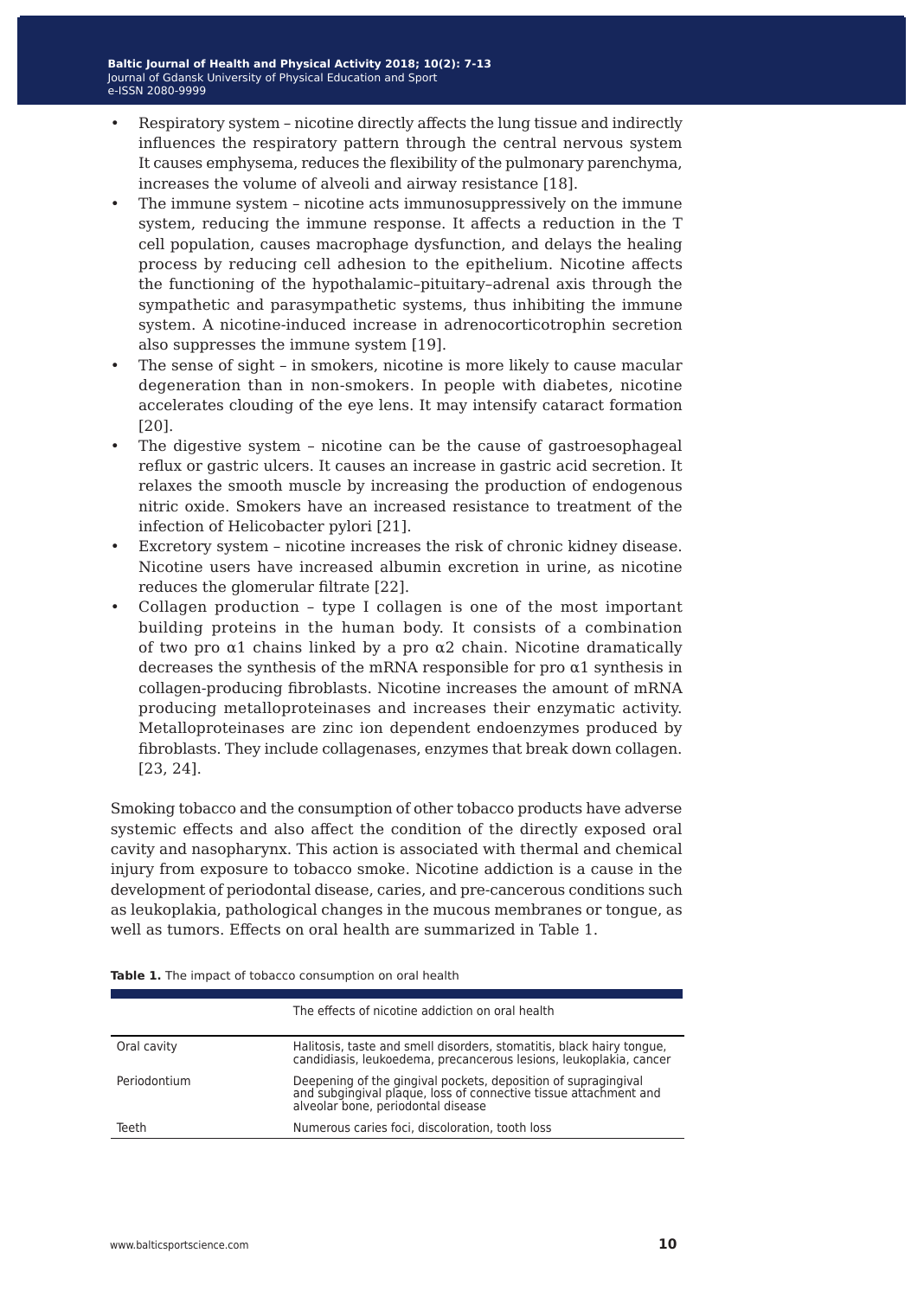- Respiratory system – nicotine directly affects the lung tissue and indirectly influences the respiratory pattern through the central nervous system It causes emphysema, reduces the flexibility of the pulmonary parenchyma, increases the volume of alveoli and airway resistance [18].
- The immune system – nicotine acts immunosuppressively on the immune system, reducing the immune response. It affects a reduction in the T cell population, causes macrophage dysfunction, and delays the healing process by reducing cell adhesion to the epithelium. Nicotine affects the functioning of the hypothalamic–pituitary–adrenal axis through the sympathetic and parasympathetic systems, thus inhibiting the immune system. A nicotine-induced increase in adrenocorticotrophin secretion also suppresses the immune system [19].
- The sense of sight – in smokers, nicotine is more likely to cause macular degeneration than in non-smokers. In people with diabetes, nicotine accelerates clouding of the eye lens. It may intensify cataract formation [20].
- The digestive system – nicotine can be the cause of gastroesophageal reflux or gastric ulcers. It causes an increase in gastric acid secretion. It relaxes the smooth muscle by increasing the production of endogenous nitric oxide. Smokers have an increased resistance to treatment of the infection of Helicobacter pylori [21].
- Excretory system – nicotine increases the risk of chronic kidney disease. Nicotine users have increased albumin excretion in urine, as nicotine reduces the glomerular filtrate [22].
- Collagen production – type I collagen is one of the most important building proteins in the human body. It consists of a combination of two pro α1 chains linked by a pro α2 chain. Nicotine dramatically decreases the synthesis of the mRNA responsible for pro α1 synthesis in collagen-producing fibroblasts. Nicotine increases the amount of mRNA producing metalloproteinases and increases their enzymatic activity. Metalloproteinases are zinc ion dependent endoenzymes produced by fibroblasts. They include collagenases, enzymes that break down collagen. [23, 24].

Smoking tobacco and the consumption of other tobacco products have adverse systemic effects and also affect the condition of the directly exposed oral cavity and nasopharynx. This action is associated with thermal and chemical injury from exposure to tobacco smoke. Nicotine addiction is a cause in the development of periodontal disease, caries, and pre-cancerous conditions such as leukoplakia, pathological changes in the mucous membranes or tongue, as well as tumors. Effects on oral health are summarized in Table 1.

**Table 1.** The impact of tobacco consumption on oral health

| | The effects of nicotine addiction on oral health |
|---|---|
| Oral cavity | Halitosis, taste and smell disorders, stomatitis, black hairy tongue, candidiasis, leukoedema, precancerous lesions, leukoplakia, cancer |
| Periodontium | Deepening of the gingival pockets, deposition of supragingival and subgingival plaque, loss of connective tissue attachment and alveolar bone, periodontal disease |
| Teeth | Numerous caries foci, discoloration, tooth loss |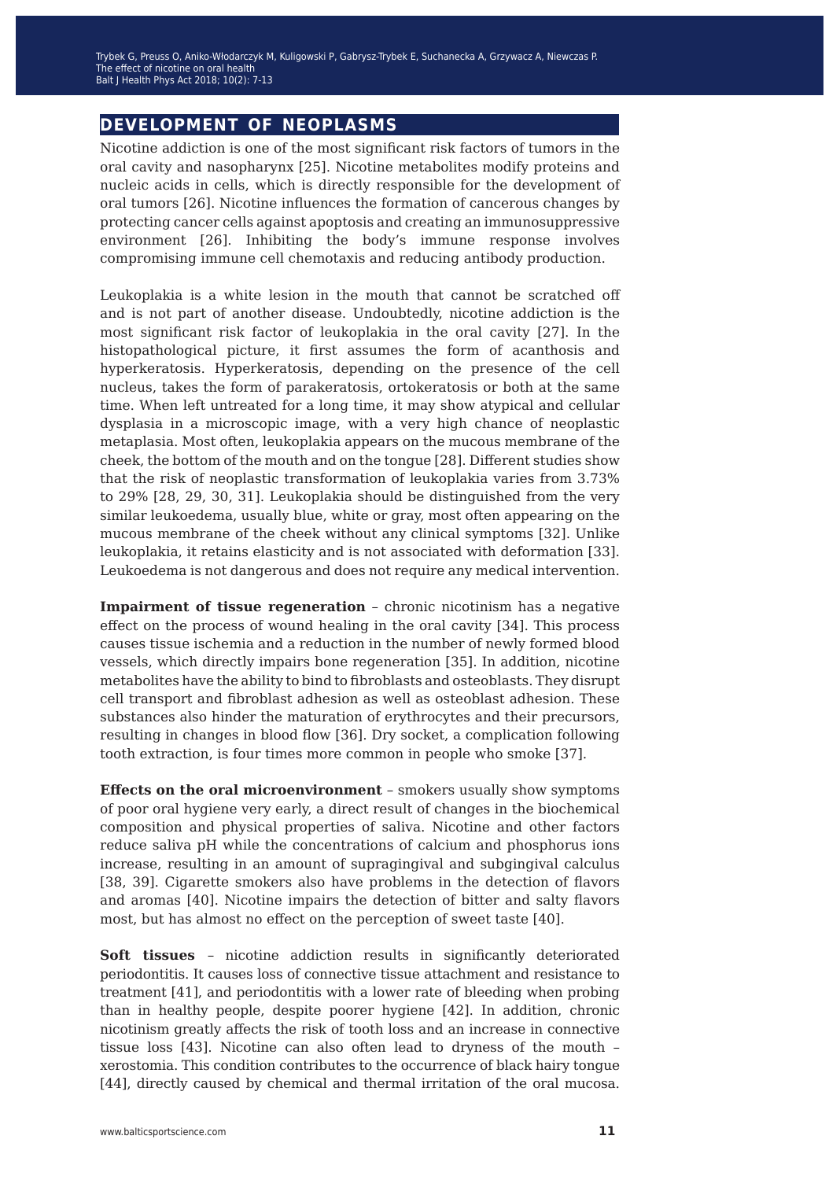## DEVELOPMENT OF NEOPLASMS

Nicotine addiction is one of the most significant risk factors of tumors in the oral cavity and nasopharynx [25]. Nicotine metabolites modify proteins and nucleic acids in cells, which is directly responsible for the development of oral tumors [26]. Nicotine influences the formation of cancerous changes by protecting cancer cells against apoptosis and creating an immunosuppressive environment [26]. Inhibiting the body's immune response involves compromising immune cell chemotaxis and reducing antibody production.

Leukoplakia is a white lesion in the mouth that cannot be scratched off and is not part of another disease. Undoubtedly, nicotine addiction is the most significant risk factor of leukoplakia in the oral cavity [27]. In the histopathological picture, it first assumes the form of acanthosis and hyperkeratosis. Hyperkeratosis, depending on the presence of the cell nucleus, takes the form of parakeratosis, ortokeratosis or both at the same time. When left untreated for a long time, it may show atypical and cellular dysplasia in a microscopic image, with a very high chance of neoplastic metaplasia. Most often, leukoplakia appears on the mucous membrane of the cheek, the bottom of the mouth and on the tongue [28]. Different studies show that the risk of neoplastic transformation of leukoplakia varies from 3.73% to 29% [28, 29, 30, 31]. Leukoplakia should be distinguished from the very similar leukoedema, usually blue, white or gray, most often appearing on the mucous membrane of the cheek without any clinical symptoms [32]. Unlike leukoplakia, it retains elasticity and is not associated with deformation [33]. Leukoedema is not dangerous and does not require any medical intervention.

**Impairment of tissue regeneration** – chronic nicotinism has a negative effect on the process of wound healing in the oral cavity [34]. This process causes tissue ischemia and a reduction in the number of newly formed blood vessels, which directly impairs bone regeneration [35]. In addition, nicotine metabolites have the ability to bind to fibroblasts and osteoblasts. They disrupt cell transport and fibroblast adhesion as well as osteoblast adhesion. These substances also hinder the maturation of erythrocytes and their precursors, resulting in changes in blood flow [36]. Dry socket, a complication following tooth extraction, is four times more common in people who smoke [37].

**Effects on the oral microenvironment** – smokers usually show symptoms of poor oral hygiene very early, a direct result of changes in the biochemical composition and physical properties of saliva. Nicotine and other factors reduce saliva pH while the concentrations of calcium and phosphorus ions increase, resulting in an amount of supragingival and subgingival calculus [38, 39]. Cigarette smokers also have problems in the detection of flavors and aromas [40]. Nicotine impairs the detection of bitter and salty flavors most, but has almost no effect on the perception of sweet taste [40].

**Soft tissues** – nicotine addiction results in significantly deteriorated periodontitis. It causes loss of connective tissue attachment and resistance to treatment [41], and periodontitis with a lower rate of bleeding when probing than in healthy people, despite poorer hygiene [42]. In addition, chronic nicotinism greatly affects the risk of tooth loss and an increase in connective tissue loss [43]. Nicotine can also often lead to dryness of the mouth – xerostomia. This condition contributes to the occurrence of black hairy tongue [44], directly caused by chemical and thermal irritation of the oral mucosa.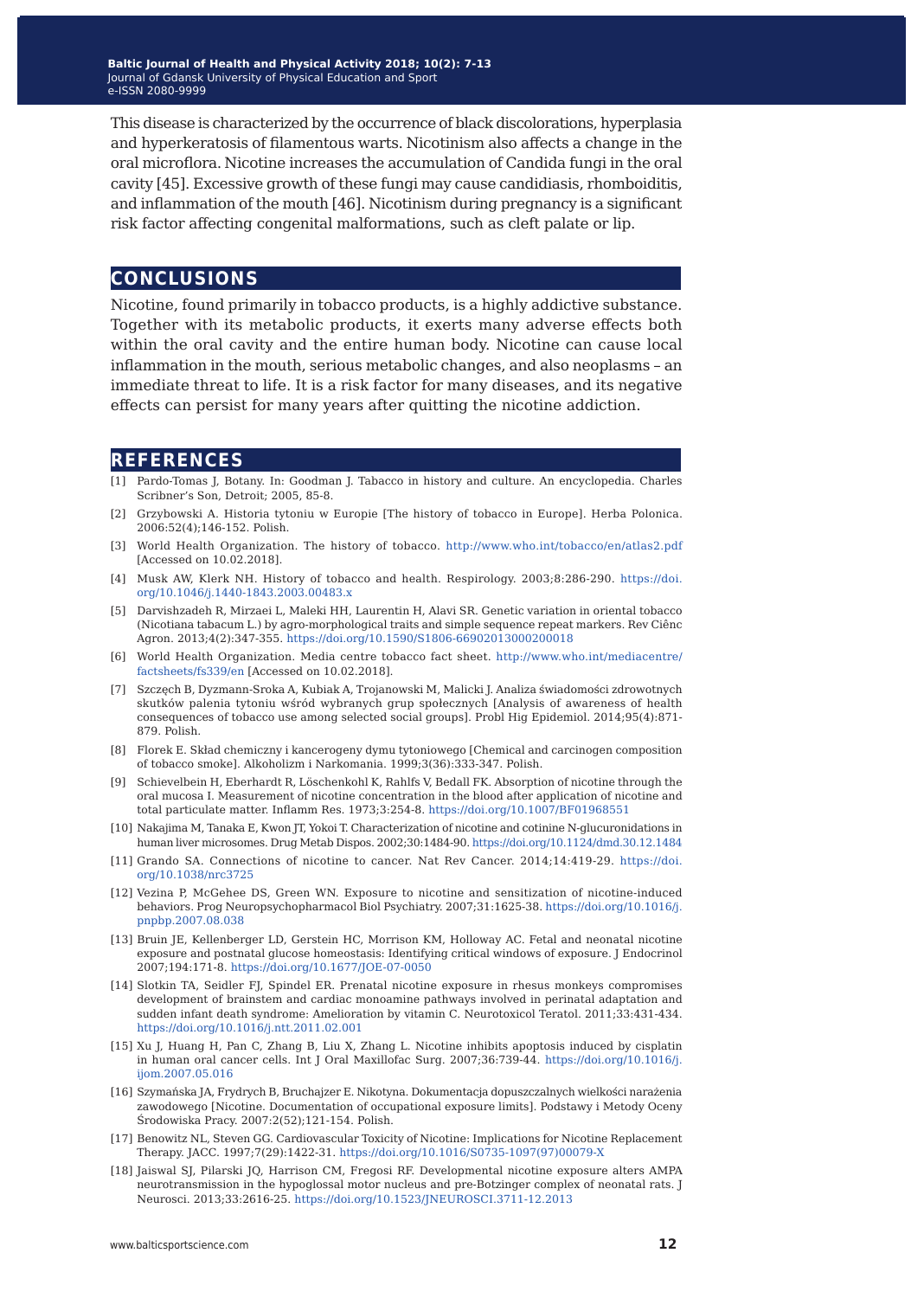This disease is characterized by the occurrence of black discolorations, hyperplasia and hyperkeratosis of filamentous warts. Nicotinism also affects a change in the oral microflora. Nicotine increases the accumulation of Candida fungi in the oral cavity [45]. Excessive growth of these fungi may cause candidiasis, rhomboiditis, and inflammation of the mouth [46]. Nicotinism during pregnancy is a significant risk factor affecting congenital malformations, such as cleft palate or lip.

## CONCLUSIONS

Nicotine, found primarily in tobacco products, is a highly addictive substance. Together with its metabolic products, it exerts many adverse effects both within the oral cavity and the entire human body. Nicotine can cause local inflammation in the mouth, serious metabolic changes, and also neoplasms – an immediate threat to life. It is a risk factor for many diseases, and its negative effects can persist for many years after quitting the nicotine addiction.

## REFERENCES

[1] Pardo-Tomas J, Botany. In: Goodman J. Tabacco in history and culture. An encyclopedia. Charles Scribner's Son, Detroit; 2005, 85-8.

[2] Grzybowski A. Historia tytoniu w Europie [The history of tobacco in Europe]. Herba Polonica. 2006:52(4);146-152. Polish.

[3] World Health Organization. The history of tobacco. http://www.who.int/tobacco/en/atlas2.pdf [Accessed on 10.02.2018].

[4] Musk AW, Klerk NH. History of tobacco and health. Respirology. 2003;8:286-290. https://doi.org/10.1046/j.1440-1843.2003.00483.x

[5] Darvishzadeh R, Mirzaei L, Maleki HH, Laurentin H, Alavi SR. Genetic variation in oriental tobacco (Nicotiana tabacum L.) by agro-morphological traits and simple sequence repeat markers. Rev Ciênc Agron. 2013;4(2):347-355. https://doi.org/10.1590/S1806-66902013000200018

[6] World Health Organization. Media centre tobacco fact sheet. http://www.who.int/mediacentre/factsheets/fs339/en [Accessed on 10.02.2018].

[7] Szczęch B, Dyzmann-Sroka A, Kubiak A, Trojanowski M, Malicki J. Analiza świadomości zdrowotnych skutków palenia tytoniu wśród wybranych grup społecznych [Analysis of awareness of health consequences of tobacco use among selected social groups]. Probl Hig Epidemiol. 2014;95(4):871-879. Polish.

[8] Florek E. Skład chemiczny i kancerogeny dymu tytoniowego [Chemical and carcinogen composition of tobacco smoke]. Alkoholizm i Narkomania. 1999;3(36):333-347. Polish.

[9] Schievelbein H, Eberhardt R, Löschenkohl K, Rahlfs V, Bedall FK. Absorption of nicotine through the oral mucosa I. Measurement of nicotine concentration in the blood after application of nicotine and total particulate matter. Inflamm Res. 1973;3:254-8. https://doi.org/10.1007/BF01968551

[10] Nakajima M, Tanaka E, Kwon JT, Yokoi T. Characterization of nicotine and cotinine N-glucuronidations in human liver microsomes. Drug Metab Dispos. 2002;30:1484-90. https://doi.org/10.1124/dmd.30.12.1484

[11] Grando SA. Connections of nicotine to cancer. Nat Rev Cancer. 2014;14:419-29. https://doi.org/10.1038/nrc3725

[12] Vezina P, McGehee DS, Green WN. Exposure to nicotine and sensitization of nicotine-induced behaviors. Prog Neuropsychopharmacol Biol Psychiatry. 2007;31:1625-38. https://doi.org/10.1016/j.pnpbp.2007.08.038

[13] Bruin JE, Kellenberger LD, Gerstein HC, Morrison KM, Holloway AC. Fetal and neonatal nicotine exposure and postnatal glucose homeostasis: Identifying critical windows of exposure. J Endocrinol 2007;194:171-8. https://doi.org/10.1677/JOE-07-0050

[14] Slotkin TA, Seidler FJ, Spindel ER. Prenatal nicotine exposure in rhesus monkeys compromises development of brainstem and cardiac monoamine pathways involved in perinatal adaptation and sudden infant death syndrome: Amelioration by vitamin C. Neurotoxicol Teratol. 2011;33:431-434. https://doi.org/10.1016/j.ntt.2011.02.001

[15] Xu J, Huang H, Pan C, Zhang B, Liu X, Zhang L. Nicotine inhibits apoptosis induced by cisplatin in human oral cancer cells. Int J Oral Maxillofac Surg. 2007;36:739-44. https://doi.org/10.1016/j.ijom.2007.05.016

[16] Szymańska JA, Frydrych B, Bruchajzer E. Nikotyna. Dokumentacja dopuszczalnych wielkości narażenia zawodowego [Nicotine. Documentation of occupational exposure limits]. Podstawy i Metody Oceny Środowiska Pracy. 2007:2(52);121-154. Polish.

[17] Benowitz NL, Steven GG. Cardiovascular Toxicity of Nicotine: Implications for Nicotine Replacement Therapy. JACC. 1997;7(29):1422-31. https://doi.org/10.1016/S0735-1097(97)00079-X

[18] Jaiswal SJ, Pilarski JQ, Harrison CM, Fregosi RF. Developmental nicotine exposure alters AMPA neurotransmission in the hypoglossal motor nucleus and pre-Botzinger complex of neonatal rats. J Neurosci. 2013;33:2616-25. https://doi.org/10.1523/JNEUROSCI.3711-12.2013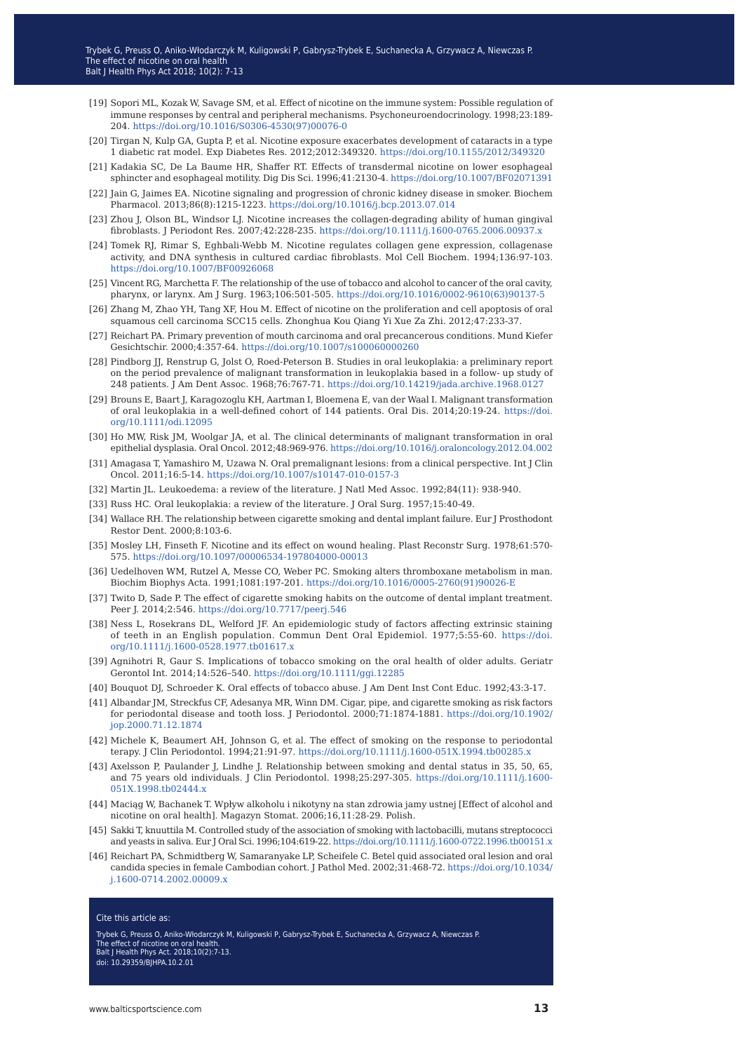[19] Sopori ML, Kozak W, Savage SM, et al. Effect of nicotine on the immune system: Possible regulation of immune responses by central and peripheral mechanisms. Psychoneuroendocrinology. 1998;23:189-204. https://doi.org/10.1016/S0306-4530(97)00076-0

[20] Tirgan N, Kulp GA, Gupta P, et al. Nicotine exposure exacerbates development of cataracts in a type 1 diabetic rat model. Exp Diabetes Res. 2012;2012:349320. https://doi.org/10.1155/2012/349320

[21] Kadakia SC, De La Baume HR, Shaffer RT. Effects of transdermal nicotine on lower esophageal sphincter and esophageal motility. Dig Dis Sci. 1996;41:2130-4. https://doi.org/10.1007/BF02071391

[22] Jain G, Jaimes EA. Nicotine signaling and progression of chronic kidney disease in smoker. Biochem Pharmacol. 2013;86(8):1215-1223. https://doi.org/10.1016/j.bcp.2013.07.014

[23] Zhou J, Olson BL, Windsor LJ. Nicotine increases the collagen-degrading ability of human gingival fibroblasts. J Periodont Res. 2007;42:228-235. https://doi.org/10.1111/j.1600-0765.2006.00937.x

[24] Tomek RJ, Rimar S, Eghbali-Webb M. Nicotine regulates collagen gene expression, collagenase activity, and DNA synthesis in cultured cardiac fibroblasts. Mol Cell Biochem. 1994;136:97-103. https://doi.org/10.1007/BF00926068

[25] Vincent RG, Marchetta F. The relationship of the use of tobacco and alcohol to cancer of the oral cavity, pharynx, or larynx. Am J Surg. 1963;106:501-505. https://doi.org/10.1016/0002-9610(63)90137-5

[26] Zhang M, Zhao YH, Tang XF, Hou M. Effect of nicotine on the proliferation and cell apoptosis of oral squamous cell carcinoma SCC15 cells. Zhonghua Kou Qiang Yi Xue Za Zhi. 2012;47:233-37.

[27] Reichart PA. Primary prevention of mouth carcinoma and oral precancerous conditions. Mund Kiefer Gesichtschir. 2000;4:357-64. https://doi.org/10.1007/s100060000260

[28] Pindborg JJ, Renstrup G, Jolst O, Roed-Peterson B. Studies in oral leukoplakia: a preliminary report on the period prevalence of malignant transformation in leukoplakia based in a follow- up study of 248 patients. J Am Dent Assoc. 1968;76:767-71. https://doi.org/10.14219/jada.archive.1968.0127

[29] Brouns E, Baart J, Karagozoglu KH, Aartman I, Bloemena E, van der Waal I. Malignant transformation of oral leukoplakia in a well-defined cohort of 144 patients. Oral Dis. 2014;20:19-24. https://doi.org/10.1111/odi.12095

[30] Ho MW, Risk JM, Woolgar JA, et al. The clinical determinants of malignant transformation in oral epithelial dysplasia. Oral Oncol. 2012;48:969-976. https://doi.org/10.1016/j.oraloncology.2012.04.002

[31] Amagasa T, Yamashiro M, Uzawa N. Oral premalignant lesions: from a clinical perspective. Int J Clin Oncol. 2011;16:5-14. https://doi.org/10.1007/s10147-010-0157-3

[32] Martin JL. Leukoedema: a review of the literature. J Natl Med Assoc. 1992;84(11): 938-940.

[33] Russ HC. Oral leukoplakia: a review of the literature. J Oral Surg. 1957;15:40-49.

[34] Wallace RH. The relationship between cigarette smoking and dental implant failure. Eur J Prosthodont Restor Dent. 2000;8:103-6.

[35] Mosley LH, Finseth F. Nicotine and its effect on wound healing. Plast Reconstr Surg. 1978;61:570-575. https://doi.org/10.1097/00006534-197804000-00013

[36] Uedelhoven WM, Rutzel A, Messe CO, Weber PC. Smoking alters thromboxane metabolism in man. Biochim Biophys Acta. 1991;1081:197-201. https://doi.org/10.1016/0005-2760(91)90026-E

[37] Twito D, Sade P. The effect of cigarette smoking habits on the outcome of dental implant treatment. Peer J. 2014;2:546. https://doi.org/10.7717/peerj.546

[38] Ness L, Rosekrans DL, Welford JF. An epidemiologic study of factors affecting extrinsic staining of teeth in an English population. Commun Dent Oral Epidemiol. 1977;5:55-60. https://doi.org/10.1111/j.1600-0528.1977.tb01617.x

[39] Agnihotri R, Gaur S. Implications of tobacco smoking on the oral health of older adults. Geriatr Gerontol Int. 2014;14:526–540. https://doi.org/10.1111/ggi.12285

[40] Bouquot DJ, Schroeder K. Oral effects of tobacco abuse. J Am Dent Inst Cont Educ. 1992;43:3-17.

[41] Albandar JM, Streckfus CF, Adesanya MR, Winn DM. Cigar, pipe, and cigarette smoking as risk factors for periodontal disease and tooth loss. J Periodontol. 2000;71:1874-1881. https://doi.org/10.1902/jop.2000.71.12.1874

[42] Michele K, Beaumert AH, Johnson G, et al. The effect of smoking on the response to periodontal terapy. J Clin Periodontol. 1994;21:91-97. https://doi.org/10.1111/j.1600-051X.1994.tb00285.x

[43] Axelsson P, Paulander J, Lindhe J. Relationship between smoking and dental status in 35, 50, 65, and 75 years old individuals. J Clin Periodontol. 1998;25:297-305. https://doi.org/10.1111/j.1600-051X.1998.tb02444.x

[44] Maciąg W, Bachanek T. Wpływ alkoholu i nikotyny na stan zdrowia jamy ustnej [Effect of alcohol and nicotine on oral health]. Magazyn Stomat. 2006;16,11:28-29. Polish.

[45] Sakki T, knuuttila M. Controlled study of the association of smoking with lactobacilli, mutans streptococci and yeasts in saliva. Eur J Oral Sci. 1996;104:619-22. https://doi.org/10.1111/j.1600-0722.1996.tb00151.x

[46] Reichart PA, Schmidtberg W, Samaranyake LP, Scheifele C. Betel quid associated oral lesion and oral candida species in female Cambodian cohort. J Pathol Med. 2002;31:468-72. https://doi.org/10.1034/j.1600-0714.2002.00009.x

Cite this article as:

Trybek G, Preuss O, Aniko-Włodarczyk M, Kuligowski P, Gabrysz-Trybek E, Suchanecka A, Grzywacz A, Niewczas P.
The effect of nicotine on oral health.
Balt J Health Phys Act. 2018;10(2):7-13.
doi: 10.29359/BJHPA.10.2.01